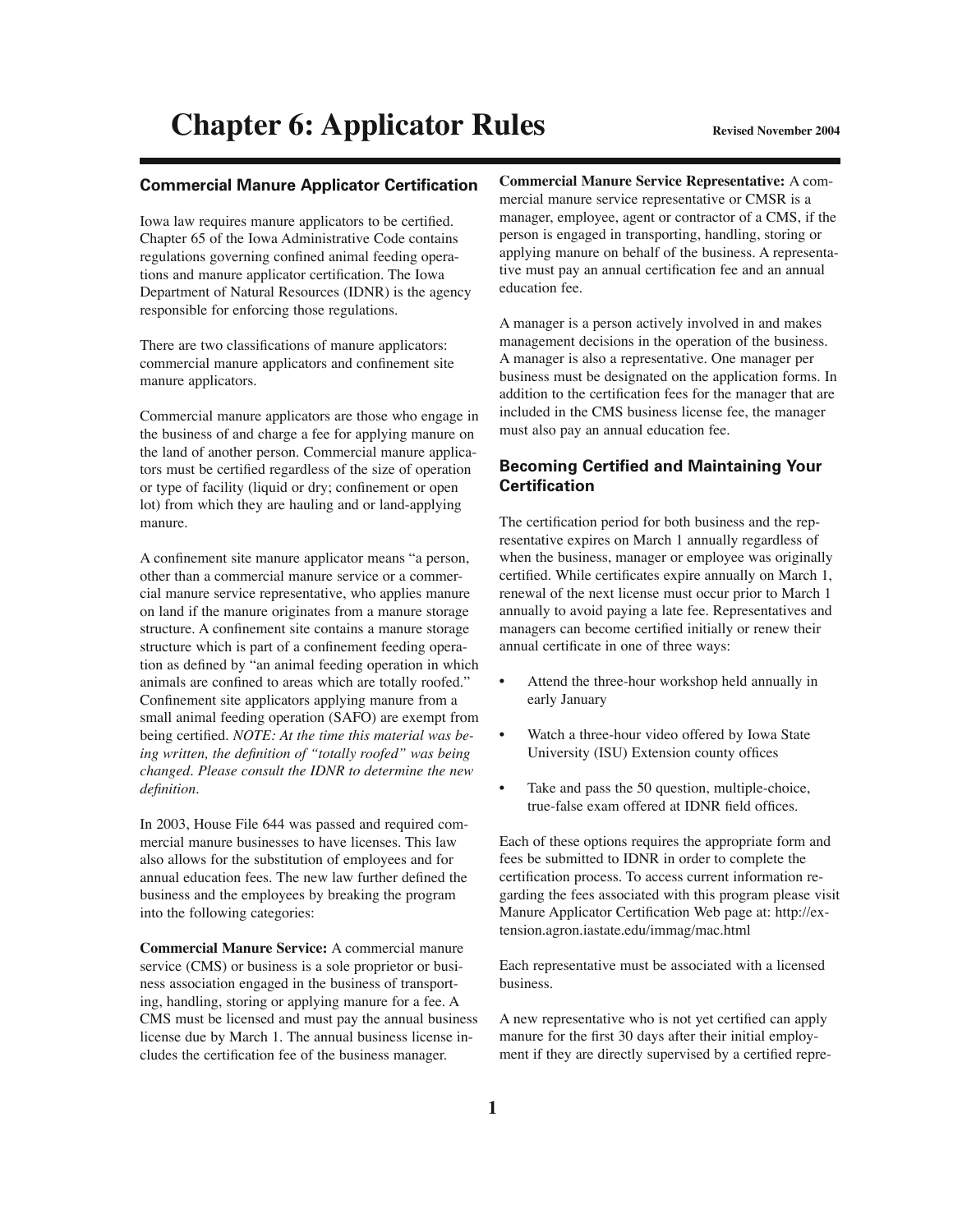# Chapter 6: Applicator Rules

Revised November 2004

## Commercial Manure Applicator Certification

Iowa law requires manure applicators to be certified. Chapter 65 of the Iowa Administrative Code contains regulations governing confined animal feeding operations and manure applicator certification. The Iowa Department of Natural Resources (IDNR) is the agency responsible for enforcing those regulations.

There are two classifications of manure applicators: commercial manure applicators and confinement site manure applicators.

Commercial manure applicators are those who engage in the business of and charge a fee for applying manure on the land of another person. Commercial manure applicators must be certified regardless of the size of operation or type of facility (liquid or dry; confinement or open lot) from which they are hauling and or land-applying manure.

A confinement site manure applicator means "a person, other than a commercial manure service or a commercial manure service representative, who applies manure on land if the manure originates from a manure storage structure. A confinement site contains a manure storage structure which is part of a confinement feeding operation as defined by "an animal feeding operation in which animals are confined to areas which are totally roofed." Confinement site applicators applying manure from a small animal feeding operation (SAFO) are exempt from being certified. *NOTE: At the time this material was being written, the definition of "totally roofed" was being changed. Please consult the IDNR to determine the new definition.*

In 2003, House File 644 was passed and required commercial manure businesses to have licenses. This law also allows for the substitution of employees and for annual education fees. The new law further defined the business and the employees by breaking the program into the following categories:

**Commercial Manure Service:** A commercial manure service (CMS) or business is a sole proprietor or business association engaged in the business of transporting, handling, storing or applying manure for a fee. A CMS must be licensed and must pay the annual business license due by March 1. The annual business license includes the certification fee of the business manager.

**Commercial Manure Service Representative:** A commercial manure service representative or CMSR is a manager, employee, agent or contractor of a CMS, if the person is engaged in transporting, handling, storing or applying manure on behalf of the business. A representative must pay an annual certification fee and an annual education fee.

A manager is a person actively involved in and makes management decisions in the operation of the business. A manager is also a representative. One manager per business must be designated on the application forms. In addition to the certification fees for the manager that are included in the CMS business license fee, the manager must also pay an annual education fee.

## Becoming Certified and Maintaining Your Certification

The certification period for both business and the representative expires on March 1 annually regardless of when the business, manager or employee was originally certified. While certificates expire annually on March 1, renewal of the next license must occur prior to March 1 annually to avoid paying a late fee. Representatives and managers can become certified initially or renew their annual certificate in one of three ways:

- Attend the three-hour workshop held annually in early January
- Watch a three-hour video offered by Iowa State University (ISU) Extension county offices
- Take and pass the 50 question, multiple-choice, true-false exam offered at IDNR field offices.

Each of these options requires the appropriate form and fees be submitted to IDNR in order to complete the certification process. To access current information regarding the fees associated with this program please visit Manure Applicator Certification Web page at: http://extension.agron.iastate.edu/immag/mac.html

Each representative must be associated with a licensed business.

A new representative who is not yet certified can apply manure for the first 30 days after their initial employment if they are directly supervised by a certified repre-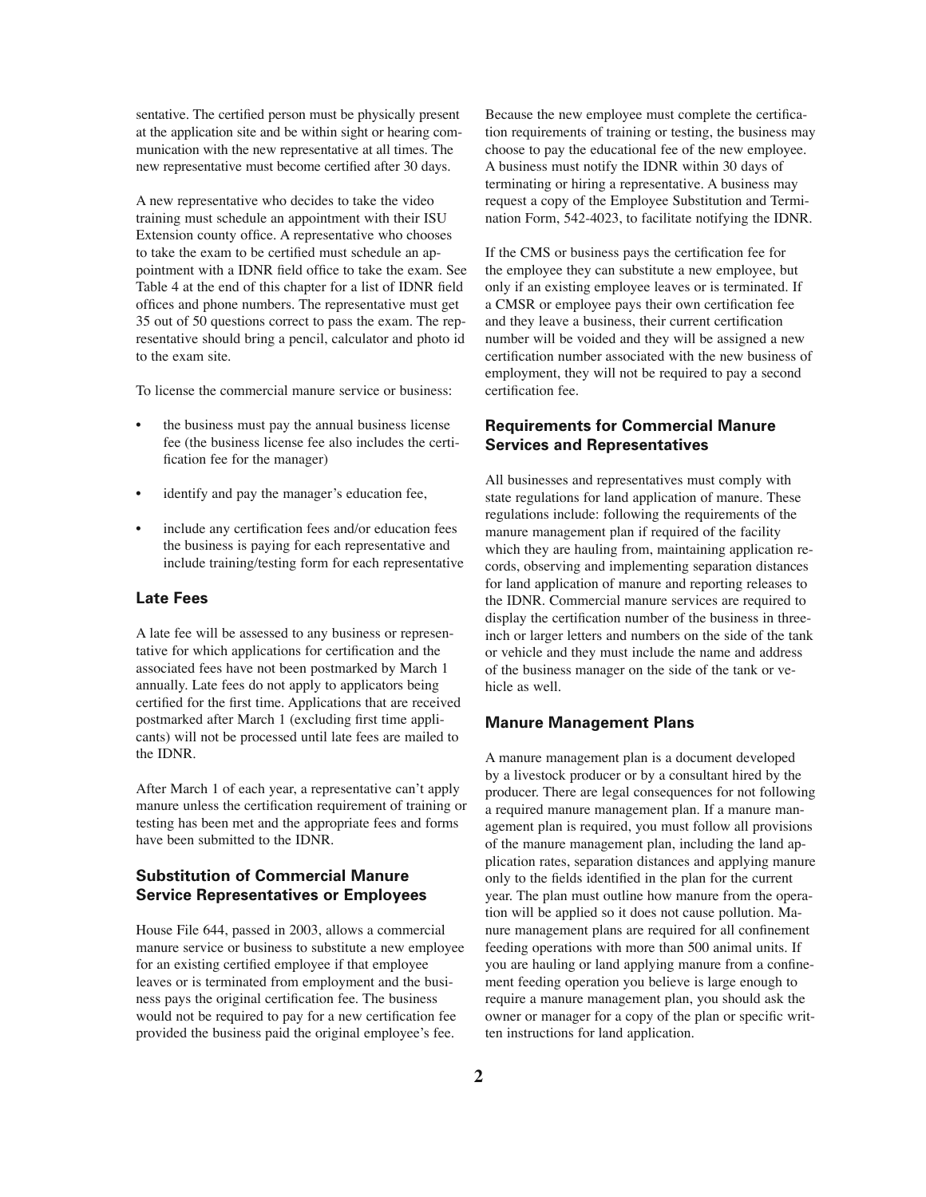sentative. The certified person must be physically present at the application site and be within sight or hearing communication with the new representative at all times. The new representative must become certified after 30 days.

A new representative who decides to take the video training must schedule an appointment with their ISU Extension county office. A representative who chooses to take the exam to be certified must schedule an appointment with a IDNR field office to take the exam. See Table 4 at the end of this chapter for a list of IDNR field offices and phone numbers. The representative must get 35 out of 50 questions correct to pass the exam. The representative should bring a pencil, calculator and photo id to the exam site.

To license the commercial manure service or business:

- the business must pay the annual business license fee (the business license fee also includes the certification fee for the manager)
- identify and pay the manager's education fee,
- include any certification fees and/or education fees the business is paying for each representative and include training/testing form for each representative

### Late Fees

A late fee will be assessed to any business or representative for which applications for certification and the associated fees have not been postmarked by March 1 annually. Late fees do not apply to applicators being certified for the first time. Applications that are received postmarked after March 1 (excluding first time applicants) will not be processed until late fees are mailed to the IDNR.

After March 1 of each year, a representative can't apply manure unless the certification requirement of training or testing has been met and the appropriate fees and forms have been submitted to the IDNR.

### Substitution of Commercial Manure Service Representatives or Employees

House File 644, passed in 2003, allows a commercial manure service or business to substitute a new employee for an existing certified employee if that employee leaves or is terminated from employment and the business pays the original certification fee. The business would not be required to pay for a new certification fee provided the business paid the original employee's fee.

Because the new employee must complete the certification requirements of training or testing, the business may choose to pay the educational fee of the new employee. A business must notify the IDNR within 30 days of terminating or hiring a representative. A business may request a copy of the Employee Substitution and Termination Form, 542-4023, to facilitate notifying the IDNR.

If the CMS or business pays the certification fee for the employee they can substitute a new employee, but only if an existing employee leaves or is terminated. If a CMSR or employee pays their own certification fee and they leave a business, their current certification number will be voided and they will be assigned a new certification number associated with the new business of employment, they will not be required to pay a second certification fee.

### Requirements for Commercial Manure Services and Representatives

All businesses and representatives must comply with state regulations for land application of manure. These regulations include: following the requirements of the manure management plan if required of the facility which they are hauling from, maintaining application records, observing and implementing separation distances for land application of manure and reporting releases to the IDNR. Commercial manure services are required to display the certification number of the business in three-inch or larger letters and numbers on the side of the tank or vehicle and they must include the name and address of the business manager on the side of the tank or vehicle as well.

### Manure Management Plans

A manure management plan is a document developed by a livestock producer or by a consultant hired by the producer. There are legal consequences for not following a required manure management plan. If a manure management plan is required, you must follow all provisions of the manure management plan, including the land application rates, separation distances and applying manure only to the fields identified in the plan for the current year. The plan must outline how manure from the operation will be applied so it does not cause pollution. Manure management plans are required for all confinement feeding operations with more than 500 animal units. If you are hauling or land applying manure from a confinement feeding operation you believe is large enough to require a manure management plan, you should ask the owner or manager for a copy of the plan or specific written instructions for land application.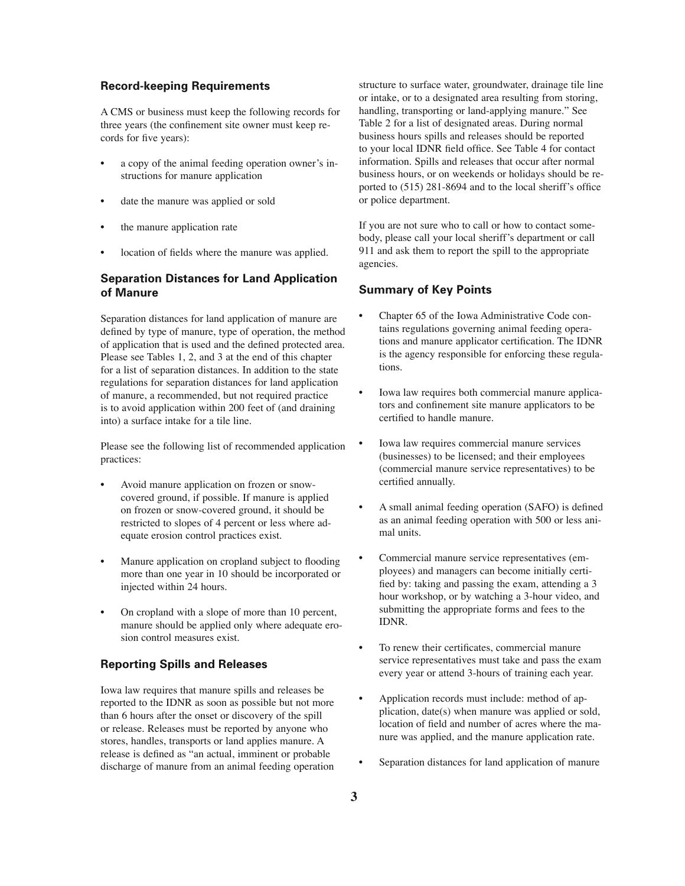### Record-keeping Requirements

A CMS or business must keep the following records for three years (the confinement site owner must keep records for five years):

- a copy of the animal feeding operation owner's instructions for manure application
- date the manure was applied or sold
- the manure application rate
- location of fields where the manure was applied.

### Separation Distances for Land Application of Manure

Separation distances for land application of manure are defined by type of manure, type of operation, the method of application that is used and the defined protected area. Please see Tables 1, 2, and 3 at the end of this chapter for a list of separation distances. In addition to the state regulations for separation distances for land application of manure, a recommended, but not required practice is to avoid application within 200 feet of (and draining into) a surface intake for a tile line.

Please see the following list of recommended application practices:

- Avoid manure application on frozen or snow-covered ground, if possible. If manure is applied on frozen or snow-covered ground, it should be restricted to slopes of 4 percent or less where adequate erosion control practices exist.
- Manure application on cropland subject to flooding more than one year in 10 should be incorporated or injected within 24 hours.
- On cropland with a slope of more than 10 percent, manure should be applied only where adequate erosion control measures exist.

### Reporting Spills and Releases

Iowa law requires that manure spills and releases be reported to the IDNR as soon as possible but not more than 6 hours after the onset or discovery of the spill or release. Releases must be reported by anyone who stores, handles, transports or land applies manure. A release is defined as "an actual, imminent or probable discharge of manure from an animal feeding operation structure to surface water, groundwater, drainage tile line or intake, or to a designated area resulting from storing, handling, transporting or land-applying manure." See Table 2 for a list of designated areas. During normal business hours spills and releases should be reported to your local IDNR field office. See Table 4 for contact information. Spills and releases that occur after normal business hours, or on weekends or holidays should be reported to (515) 281-8694 and to the local sheriff's office or police department.

If you are not sure who to call or how to contact somebody, please call your local sheriff's department or call 911 and ask them to report the spill to the appropriate agencies.

### Summary of Key Points

- Chapter 65 of the Iowa Administrative Code contains regulations governing animal feeding operations and manure applicator certification. The IDNR is the agency responsible for enforcing these regulations.
- Iowa law requires both commercial manure applicators and confinement site manure applicators to be certified to handle manure.
- Iowa law requires commercial manure services (businesses) to be licensed; and their employees (commercial manure service representatives) to be certified annually.
- A small animal feeding operation (SAFO) is defined as an animal feeding operation with 500 or less animal units.
- Commercial manure service representatives (employees) and managers can become initially certified by: taking and passing the exam, attending a 3 hour workshop, or by watching a 3-hour video, and submitting the appropriate forms and fees to the IDNR.
- To renew their certificates, commercial manure service representatives must take and pass the exam every year or attend 3-hours of training each year.
- Application records must include: method of application, date(s) when manure was applied or sold, location of field and number of acres where the manure was applied, and the manure application rate.
- Separation distances for land application of manure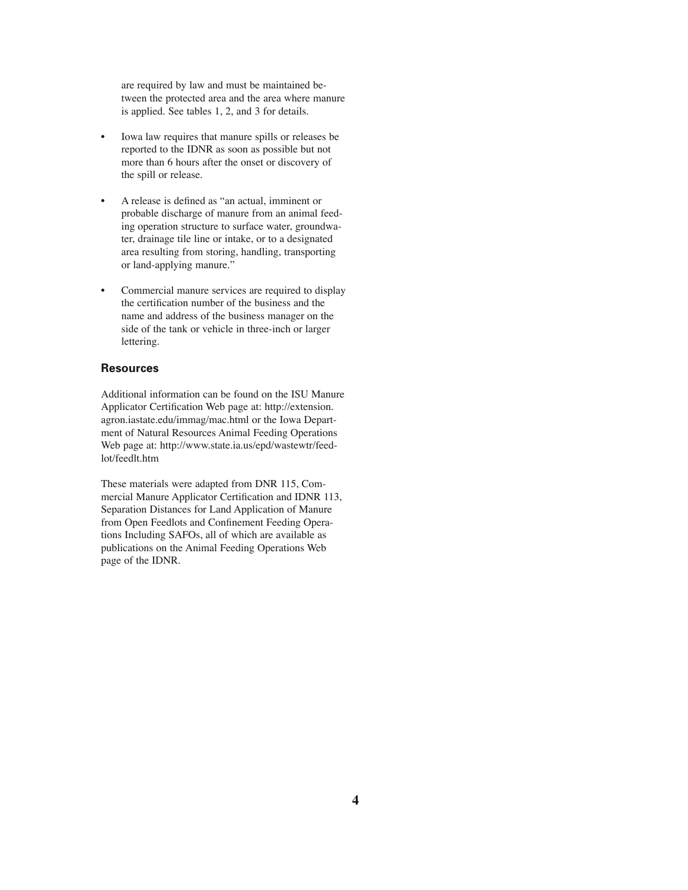are required by law and must be maintained between the protected area and the area where manure is applied. See tables 1, 2, and 3 for details.

- Iowa law requires that manure spills or releases be reported to the IDNR as soon as possible but not more than 6 hours after the onset or discovery of the spill or release.

- A release is defined as "an actual, imminent or probable discharge of manure from an animal feeding operation structure to surface water, groundwater, drainage tile line or intake, or to a designated area resulting from storing, handling, transporting or land-applying manure."

- Commercial manure services are required to display the certification number of the business and the name and address of the business manager on the side of the tank or vehicle in three-inch or larger lettering.

### Resources

Additional information can be found on the ISU Manure Applicator Certification Web page at: http://extension.agron.iastate.edu/immag/mac.html or the Iowa Department of Natural Resources Animal Feeding Operations Web page at: http://www.state.ia.us/epd/wastewtr/feedlot/feedlt.htm

These materials were adapted from DNR 115, Commercial Manure Applicator Certification and IDNR 113, Separation Distances for Land Application of Manure from Open Feedlots and Confinement Feeding Operations Including SAFOs, all of which are available as publications on the Animal Feeding Operations Web page of the IDNR.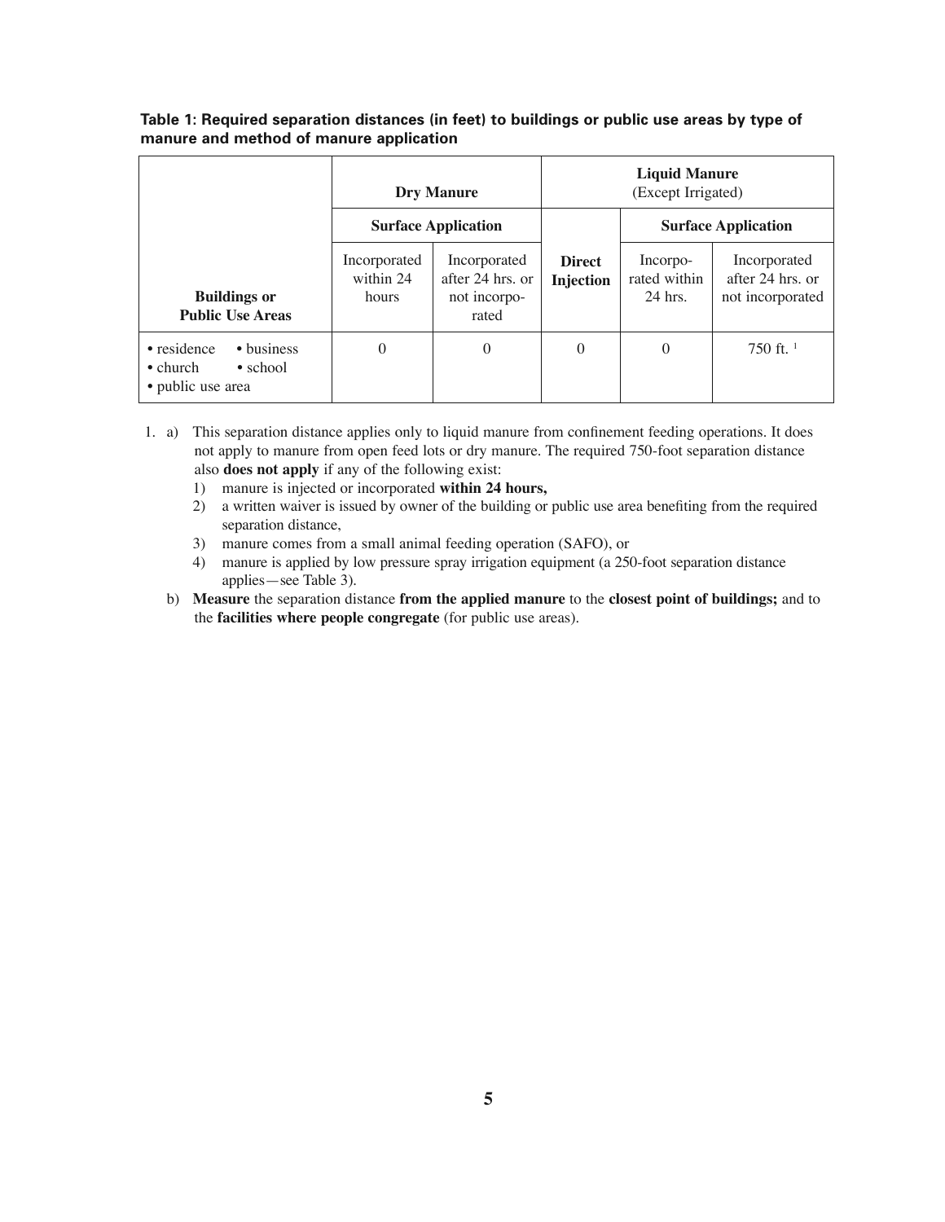**Table 1: Required separation distances (in feet) to buildings or public use areas by type of manure and method of manure application**

| | Dry Manure | | Liquid Manure (Except Irrigated) | | |
|---|---|---|---|---|---|
| | Surface Application | | **Direct Injection** | Surface Application | |
| **Buildings or Public Use Areas** | Incorporated within 24 hours | Incorporated after 24 hrs. or not incorporated | | Incorporated within 24 hrs. | Incorporated after 24 hrs. or not incorporated |
| • residence • business • church • school • public use area | 0 | 0 | 0 | 0 | 750 ft. [1] |

1. a) This separation distance applies only to liquid manure from confinement feeding operations. It does not apply to manure from open feed lots or dry manure. The required 750-foot separation distance also **does not apply** if any of the following exist:
   1) manure is injected or incorporated **within 24 hours,**
   2) a written waiver is issued by owner of the building or public use area benefiting from the required separation distance,
   3) manure comes from a small animal feeding operation (SAFO), or
   4) manure is applied by low pressure spray irrigation equipment (a 250-foot separation distance applies—see Table 3).

   b) **Measure** the separation distance **from the applied manure** to the **closest point of buildings;** and to the **facilities where people congregate** (for public use areas).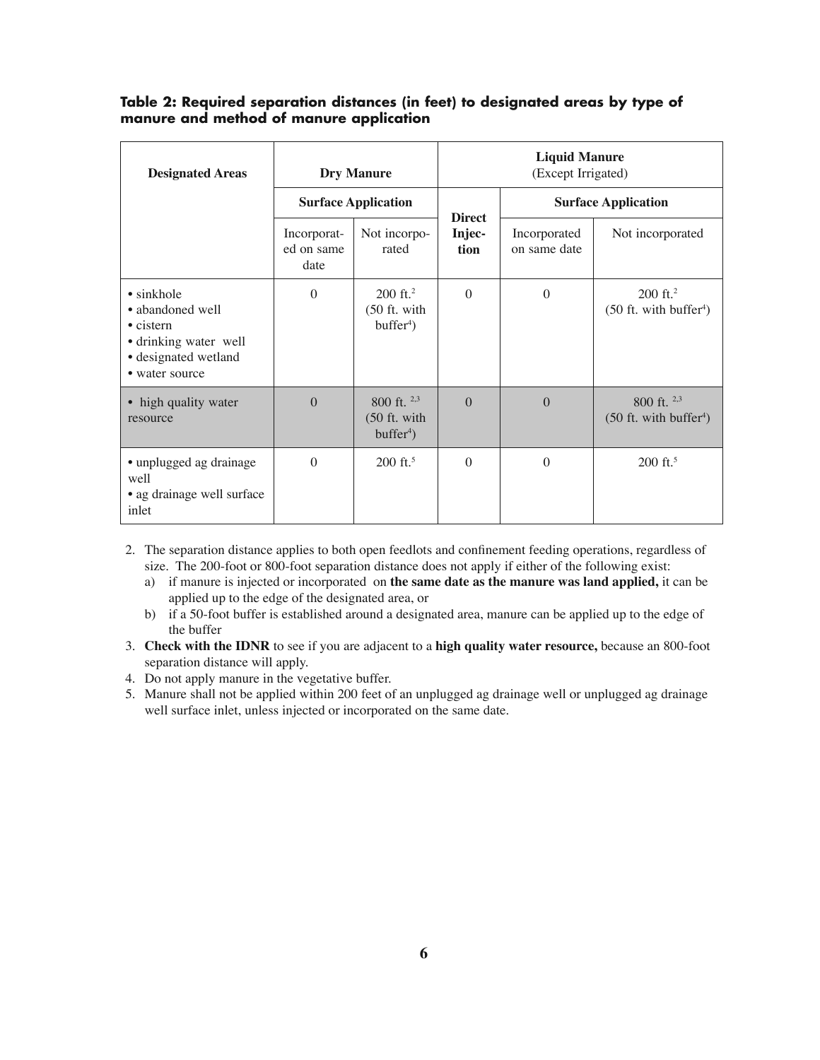**Table 2: Required separation distances (in feet) to designated areas by type of manure and method of manure application**

| Designated Areas | Dry Manure | | Liquid Manure (Except Irrigated) | | |
|---|---|---|---|---|---|
| | Surface Application | | Direct Injection | Surface Application | |
| | Incorporated on same date | Not incorporated | | Incorporated on same date | Not incorporated |
| • sinkhole<br>• abandoned well<br>• cistern<br>• drinking water well<br>• designated wetland<br>• water source | 0 | 200 ft.[2] (50 ft. with buffer[4]) | 0 | 0 | 200 ft.[2] (50 ft. with buffer[4]) |
| • high quality water resource | 0 | 800 ft. [2,3] (50 ft. with buffer[4]) | 0 | 0 | 800 ft. [2,3] (50 ft. with buffer[4]) |
| • unplugged ag drainage well<br>• ag drainage well surface inlet | 0 | 200 ft.[5] | 0 | 0 | 200 ft.[5] |

2. The separation distance applies to both open feedlots and confinement feeding operations, regardless of size. The 200-foot or 800-foot separation distance does not apply if either of the following exist:
   a) if manure is injected or incorporated on **the same date as the manure was land applied,** it can be applied up to the edge of the designated area, or
   b) if a 50-foot buffer is established around a designated area, manure can be applied up to the edge of the buffer
3. **Check with the IDNR** to see if you are adjacent to a **high quality water resource,** because an 800-foot separation distance will apply.
4. Do not apply manure in the vegetative buffer.
5. Manure shall not be applied within 200 feet of an unplugged ag drainage well or unplugged ag drainage well surface inlet, unless injected or incorporated on the same date.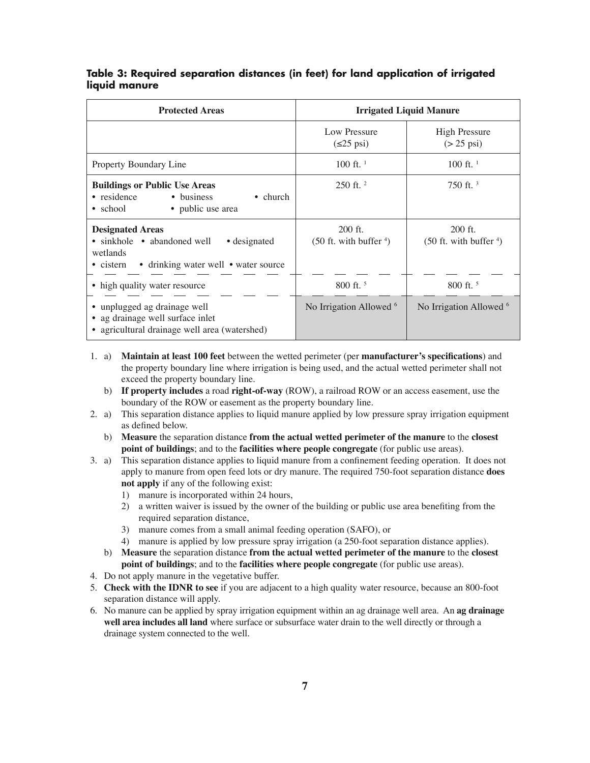**Table 3: Required separation distances (in feet) for land application of irrigated liquid manure**

| Protected Areas | Irrigated Liquid Manure | |
|---|---|---|
| | Low Pressure (≤25 psi) | High Pressure (> 25 psi) |
| Property Boundary Line | 100 ft. [1] | 100 ft. [1] |
| **Buildings or Public Use Areas** • residence • business • church • school • public use area | 250 ft. [2] | 750 ft. [3] |
| **Designated Areas** • sinkhole • abandoned well • designated wetlands • cistern • drinking water well • water source | 200 ft. (50 ft. with buffer [4]) | 200 ft. (50 ft. with buffer [4]) |
| • high quality water resource | 800 ft. [5] | 800 ft. [5] |
| • unplugged ag drainage well • ag drainage well surface inlet • agricultural drainage well area (watershed) | No Irrigation Allowed [6] | No Irrigation Allowed [6] |

1. a) **Maintain at least 100 feet** between the wetted perimeter (per **manufacturer's specifications**) and the property boundary line where irrigation is being used, and the actual wetted perimeter shall not exceed the property boundary line.
   b) **If property includes** a road **right-of-way** (ROW), a railroad ROW or an access easement, use the boundary of the ROW or easement as the property boundary line.
2. a) This separation distance applies to liquid manure applied by low pressure spray irrigation equipment as defined below.
   b) **Measure** the separation distance **from the actual wetted perimeter of the manure** to the **closest point of buildings**; and to the **facilities where people congregate** (for public use areas).
3. a) This separation distance applies to liquid manure from a confinement feeding operation. It does not apply to manure from open feed lots or dry manure. The required 750-foot separation distance **does not apply** if any of the following exist:
      1) manure is incorporated within 24 hours,
      2) a written waiver is issued by the owner of the building or public use area benefiting from the required separation distance,
      3) manure comes from a small animal feeding operation (SAFO), or
      4) manure is applied by low pressure spray irrigation (a 250-foot separation distance applies).
   b) **Measure** the separation distance **from the actual wetted perimeter of the manure** to the **closest point of buildings**; and to the **facilities where people congregate** (for public use areas).
4. Do not apply manure in the vegetative buffer.
5. **Check with the IDNR to see** if you are adjacent to a high quality water resource, because an 800-foot separation distance will apply.
6. No manure can be applied by spray irrigation equipment within an ag drainage well area. An **ag drainage well area includes all land** where surface or subsurface water drain to the well directly or through a drainage system connected to the well.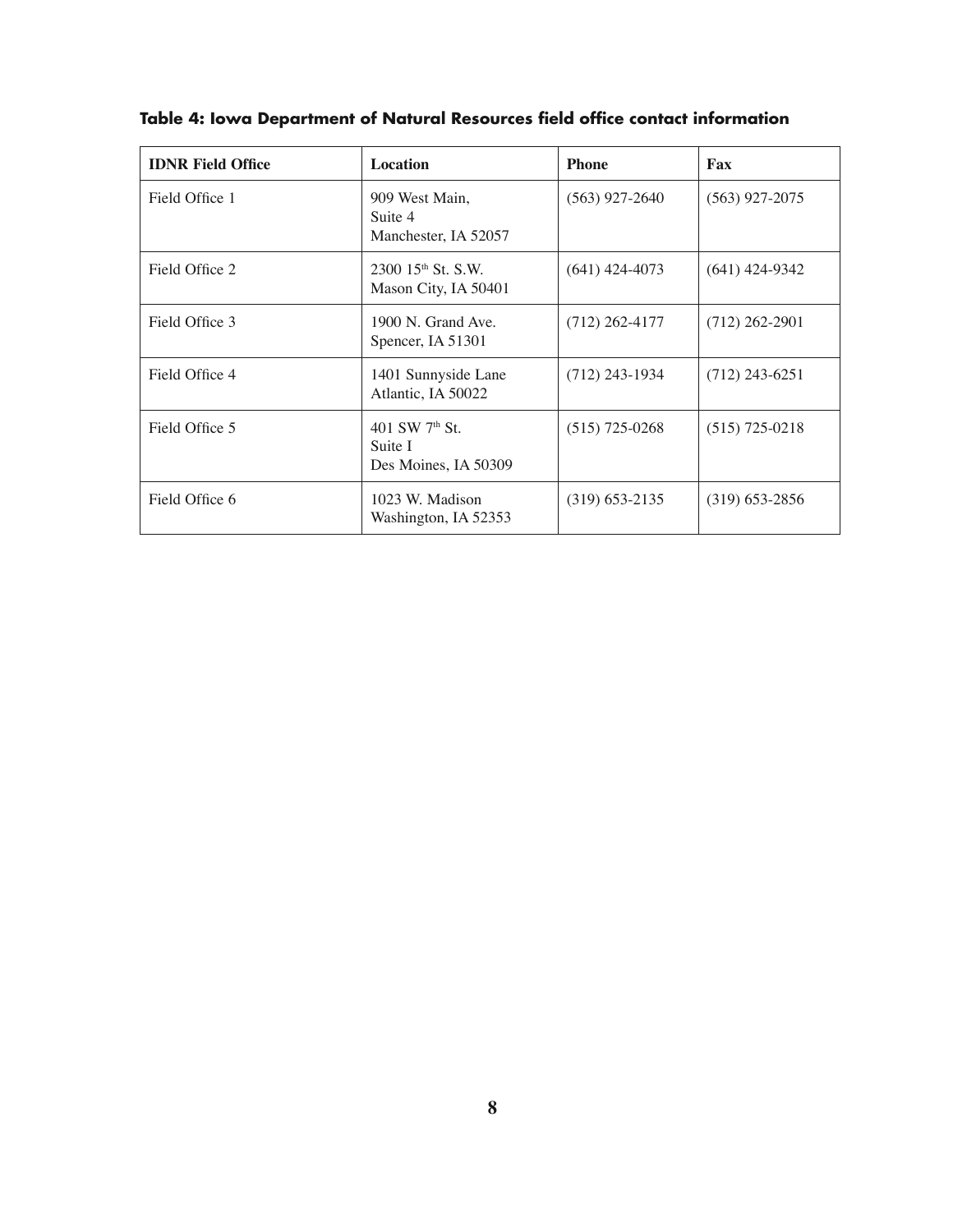**Table 4: Iowa Department of Natural Resources field office contact information**

| IDNR Field Office | Location | Phone | Fax |
|---|---|---|---|
| Field Office 1 | 909 West Main, Suite 4 Manchester, IA 52057 | (563) 927-2640 | (563) 927-2075 |
| Field Office 2 | 2300 15th St. S.W. Mason City, IA 50401 | (641) 424-4073 | (641) 424-9342 |
| Field Office 3 | 1900 N. Grand Ave. Spencer, IA 51301 | (712) 262-4177 | (712) 262-2901 |
| Field Office 4 | 1401 Sunnyside Lane Atlantic, IA 50022 | (712) 243-1934 | (712) 243-6251 |
| Field Office 5 | 401 SW 7th St. Suite I Des Moines, IA 50309 | (515) 725-0268 | (515) 725-0218 |
| Field Office 6 | 1023 W. Madison Washington, IA 52353 | (319) 653-2135 | (319) 653-2856 |